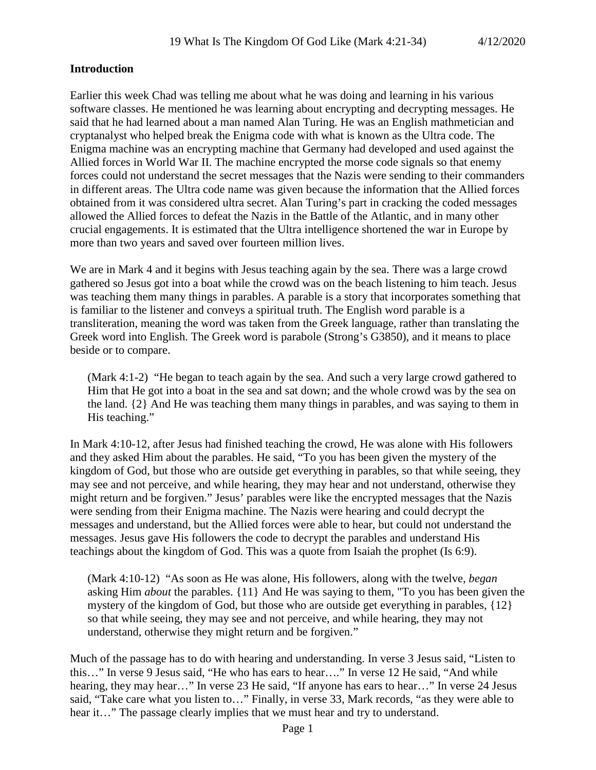## Introduction

Earlier this week Chad was telling me about what he was doing and learning in his various software classes. He mentioned he was learning about encrypting and decrypting messages. He said that he had learned about a man named Alan Turing. He was an English mathmetician and cryptanalyst who helped break the Enigma code with what is known as the Ultra code. The Enigma machine was an encrypting machine that Germany had developed and used against the Allied forces in World War II. The machine encrypted the morse code signals so that enemy forces could not understand the secret messages that the Nazis were sending to their commanders in different areas. The Ultra code name was given because the information that the Allied forces obtained from it was considered ultra secret. Alan Turing's part in cracking the coded messages allowed the Allied forces to defeat the Nazis in the Battle of the Atlantic, and in many other crucial engagements. It is estimated that the Ultra intelligence shortened the war in Europe by more than two years and saved over fourteen million lives.

We are in Mark 4 and it begins with Jesus teaching again by the sea. There was a large crowd gathered so Jesus got into a boat while the crowd was on the beach listening to him teach. Jesus was teaching them many things in parables. A parable is a story that incorporates something that is familiar to the listener and conveys a spiritual truth. The English word parable is a transliteration, meaning the word was taken from the Greek language, rather than translating the Greek word into English. The Greek word is parabole (Strong's G3850), and it means to place beside or to compare.

> (Mark 4:1-2) "He began to teach again by the sea. And such a very large crowd gathered to Him that He got into a boat in the sea and sat down; and the whole crowd was by the sea on the land. {2} And He was teaching them many things in parables, and was saying to them in His teaching."

In Mark 4:10-12, after Jesus had finished teaching the crowd, He was alone with His followers and they asked Him about the parables. He said, "To you has been given the mystery of the kingdom of God, but those who are outside get everything in parables, so that while seeing, they may see and not perceive, and while hearing, they may hear and not understand, otherwise they might return and be forgiven." Jesus' parables were like the encrypted messages that the Nazis were sending from their Enigma machine. The Nazis were hearing and could decrypt the messages and understand, but the Allied forces were able to hear, but could not understand the messages. Jesus gave His followers the code to decrypt the parables and understand His teachings about the kingdom of God. This was a quote from Isaiah the prophet (Is 6:9).

> (Mark 4:10-12) "As soon as He was alone, His followers, along with the twelve, *began* asking Him *about* the parables. {11} And He was saying to them, "To you has been given the mystery of the kingdom of God, but those who are outside get everything in parables, {12} so that while seeing, they may see and not perceive, and while hearing, they may not understand, otherwise they might return and be forgiven."

Much of the passage has to do with hearing and understanding. In verse 3 Jesus said, "Listen to this…" In verse 9 Jesus said, "He who has ears to hear…." In verse 12 He said, "And while hearing, they may hear…" In verse 23 He said, "If anyone has ears to hear…" In verse 24 Jesus said, "Take care what you listen to…" Finally, in verse 33, Mark records, "as they were able to hear it…" The passage clearly implies that we must hear and try to understand.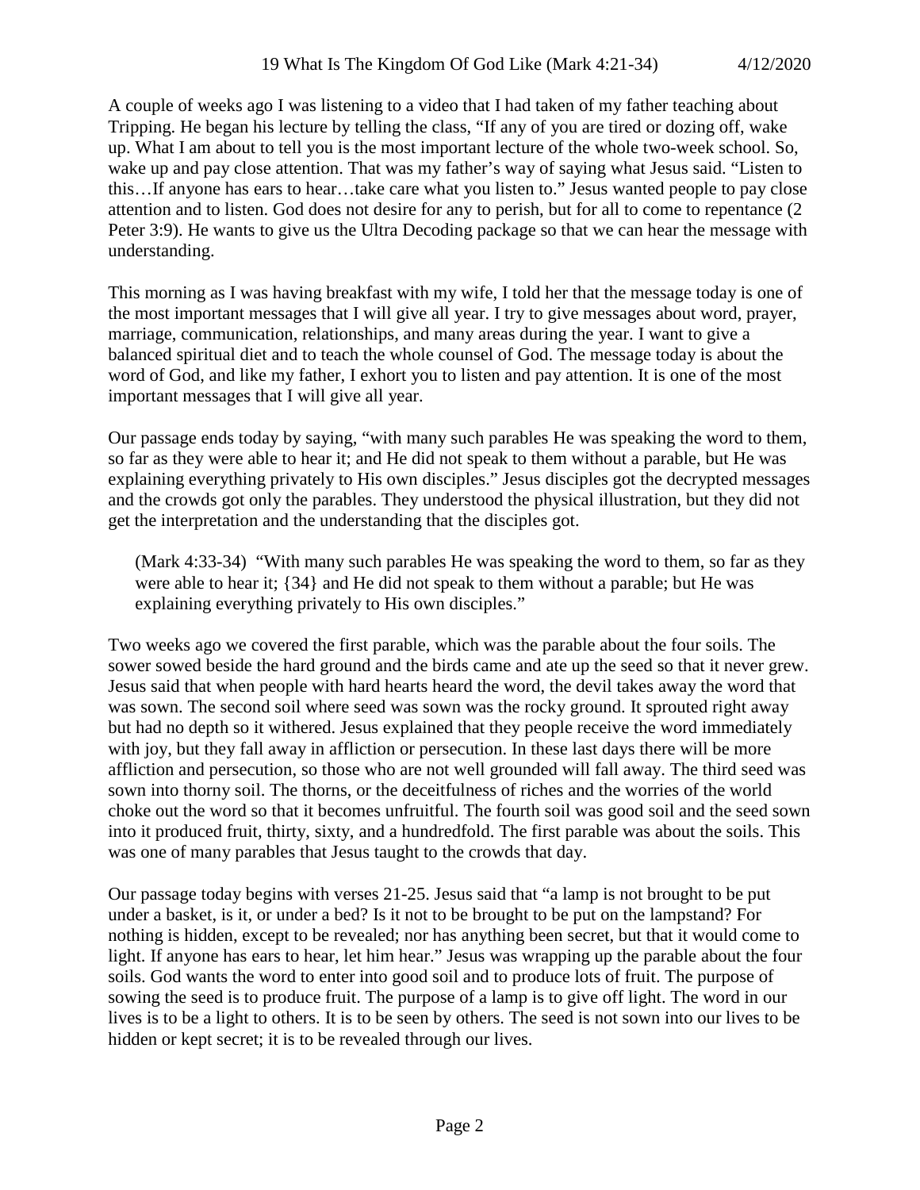A couple of weeks ago I was listening to a video that I had taken of my father teaching about Tripping. He began his lecture by telling the class, "If any of you are tired or dozing off, wake up. What I am about to tell you is the most important lecture of the whole two-week school. So, wake up and pay close attention. That was my father's way of saying what Jesus said. "Listen to this…If anyone has ears to hear…take care what you listen to." Jesus wanted people to pay close attention and to listen. God does not desire for any to perish, but for all to come to repentance (2 Peter 3:9). He wants to give us the Ultra Decoding package so that we can hear the message with understanding.

This morning as I was having breakfast with my wife, I told her that the message today is one of the most important messages that I will give all year. I try to give messages about word, prayer, marriage, communication, relationships, and many areas during the year. I want to give a balanced spiritual diet and to teach the whole counsel of God. The message today is about the word of God, and like my father, I exhort you to listen and pay attention. It is one of the most important messages that I will give all year.

Our passage ends today by saying, "with many such parables He was speaking the word to them, so far as they were able to hear it; and He did not speak to them without a parable, but He was explaining everything privately to His own disciples." Jesus disciples got the decrypted messages and the crowds got only the parables. They understood the physical illustration, but they did not get the interpretation and the understanding that the disciples got.

> (Mark 4:33-34) "With many such parables He was speaking the word to them, so far as they were able to hear it; {34} and He did not speak to them without a parable; but He was explaining everything privately to His own disciples."

Two weeks ago we covered the first parable, which was the parable about the four soils. The sower sowed beside the hard ground and the birds came and ate up the seed so that it never grew. Jesus said that when people with hard hearts heard the word, the devil takes away the word that was sown. The second soil where seed was sown was the rocky ground. It sprouted right away but had no depth so it withered. Jesus explained that they people receive the word immediately with joy, but they fall away in affliction or persecution. In these last days there will be more affliction and persecution, so those who are not well grounded will fall away. The third seed was sown into thorny soil. The thorns, or the deceitfulness of riches and the worries of the world choke out the word so that it becomes unfruitful. The fourth soil was good soil and the seed sown into it produced fruit, thirty, sixty, and a hundredfold. The first parable was about the soils. This was one of many parables that Jesus taught to the crowds that day.

Our passage today begins with verses 21-25. Jesus said that "a lamp is not brought to be put under a basket, is it, or under a bed? Is it not to be brought to be put on the lampstand? For nothing is hidden, except to be revealed; nor has anything been secret, but that it would come to light. If anyone has ears to hear, let him hear." Jesus was wrapping up the parable about the four soils. God wants the word to enter into good soil and to produce lots of fruit. The purpose of sowing the seed is to produce fruit. The purpose of a lamp is to give off light. The word in our lives is to be a light to others. It is to be seen by others. The seed is not sown into our lives to be hidden or kept secret; it is to be revealed through our lives.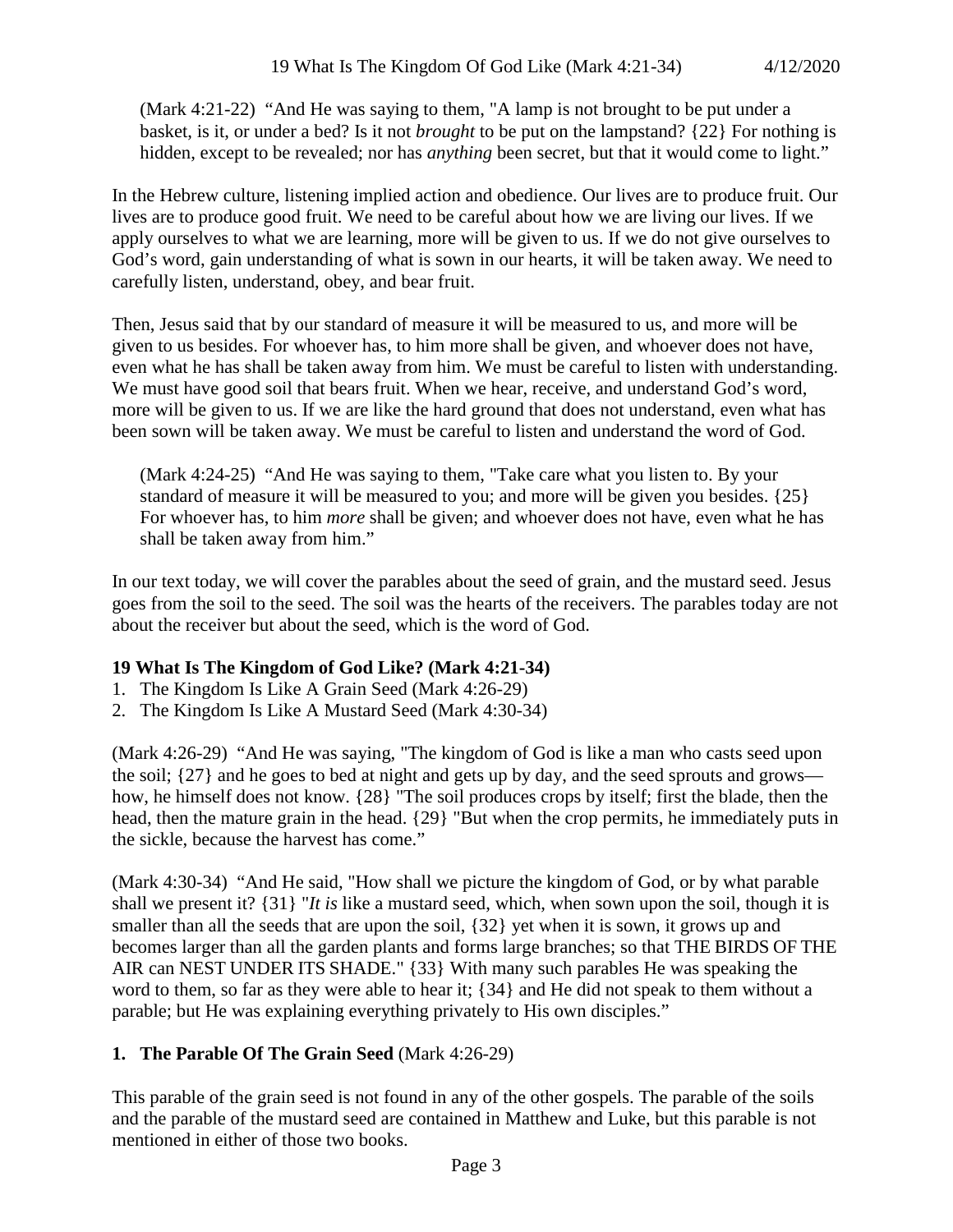> (Mark 4:21-22) "And He was saying to them, "A lamp is not brought to be put under a basket, is it, or under a bed? Is it not *brought* to be put on the lampstand? {22} For nothing is hidden, except to be revealed; nor has *anything* been secret, but that it would come to light."

In the Hebrew culture, listening implied action and obedience. Our lives are to produce fruit. Our lives are to produce good fruit. We need to be careful about how we are living our lives. If we apply ourselves to what we are learning, more will be given to us. If we do not give ourselves to God's word, gain understanding of what is sown in our hearts, it will be taken away. We need to carefully listen, understand, obey, and bear fruit.

Then, Jesus said that by our standard of measure it will be measured to us, and more will be given to us besides. For whoever has, to him more shall be given, and whoever does not have, even what he has shall be taken away from him. We must be careful to listen with understanding. We must have good soil that bears fruit. When we hear, receive, and understand God's word, more will be given to us. If we are like the hard ground that does not understand, even what has been sown will be taken away. We must be careful to listen and understand the word of God.

> (Mark 4:24-25) "And He was saying to them, "Take care what you listen to. By your standard of measure it will be measured to you; and more will be given you besides. {25} For whoever has, to him *more* shall be given; and whoever does not have, even what he has shall be taken away from him."

In our text today, we will cover the parables about the seed of grain, and the mustard seed. Jesus goes from the soil to the seed. The soil was the hearts of the receivers. The parables today are not about the receiver but about the seed, which is the word of God.

**19 What Is The Kingdom of God Like? (Mark 4:21-34)**

1. The Kingdom Is Like A Grain Seed (Mark 4:26-29)
2. The Kingdom Is Like A Mustard Seed (Mark 4:30-34)

(Mark 4:26-29) "And He was saying, "The kingdom of God is like a man who casts seed upon the soil; {27} and he goes to bed at night and gets up by day, and the seed sprouts and grows—how, he himself does not know. {28} "The soil produces crops by itself; first the blade, then the head, then the mature grain in the head. {29} "But when the crop permits, he immediately puts in the sickle, because the harvest has come."

(Mark 4:30-34) "And He said, "How shall we picture the kingdom of God, or by what parable shall we present it? {31} "*It is* like a mustard seed, which, when sown upon the soil, though it is smaller than all the seeds that are upon the soil, {32} yet when it is sown, it grows up and becomes larger than all the garden plants and forms large branches; so that THE BIRDS OF THE AIR can NEST UNDER ITS SHADE." {33} With many such parables He was speaking the word to them, so far as they were able to hear it; {34} and He did not speak to them without a parable; but He was explaining everything privately to His own disciples."

## 1. **The Parable Of The Grain Seed** (Mark 4:26-29)

This parable of the grain seed is not found in any of the other gospels. The parable of the soils and the parable of the mustard seed are contained in Matthew and Luke, but this parable is not mentioned in either of those two books.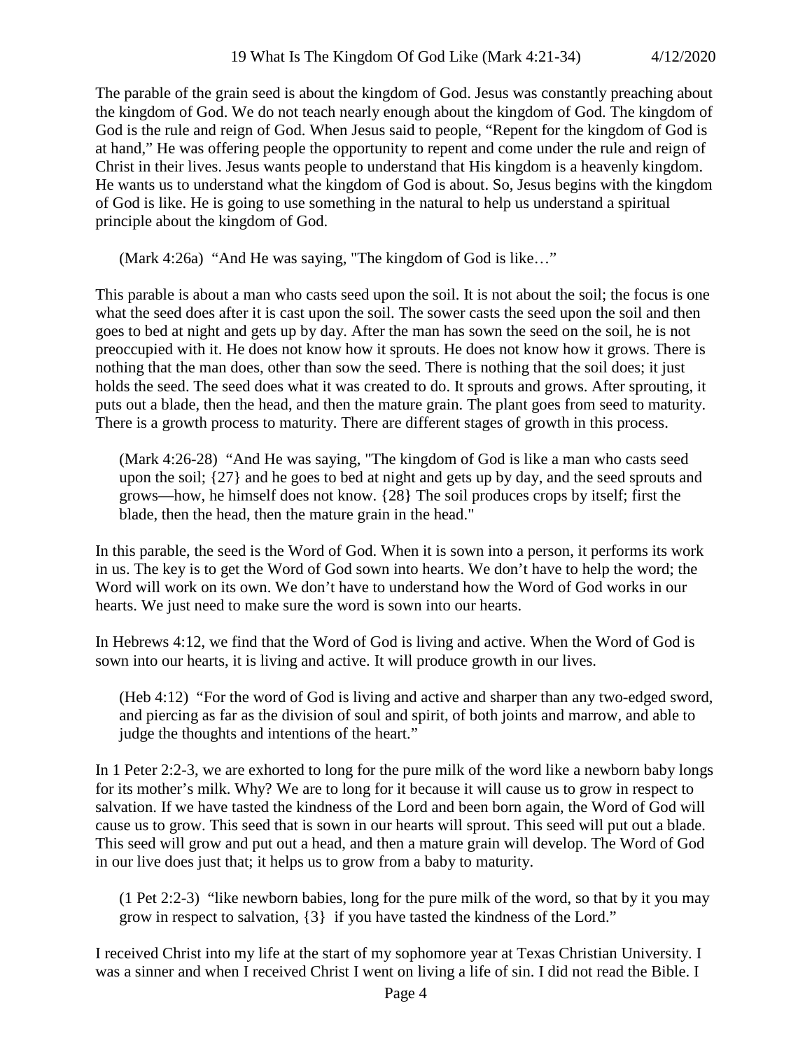The parable of the grain seed is about the kingdom of God. Jesus was constantly preaching about the kingdom of God. We do not teach nearly enough about the kingdom of God. The kingdom of God is the rule and reign of God. When Jesus said to people, "Repent for the kingdom of God is at hand," He was offering people the opportunity to repent and come under the rule and reign of Christ in their lives. Jesus wants people to understand that His kingdom is a heavenly kingdom. He wants us to understand what the kingdom of God is about. So, Jesus begins with the kingdom of God is like. He is going to use something in the natural to help us understand a spiritual principle about the kingdom of God.

> (Mark 4:26a) "And He was saying, "The kingdom of God is like…"

This parable is about a man who casts seed upon the soil. It is not about the soil; the focus is one what the seed does after it is cast upon the soil. The sower casts the seed upon the soil and then goes to bed at night and gets up by day. After the man has sown the seed on the soil, he is not preoccupied with it. He does not know how it sprouts. He does not know how it grows. There is nothing that the man does, other than sow the seed. There is nothing that the soil does; it just holds the seed. The seed does what it was created to do. It sprouts and grows. After sprouting, it puts out a blade, then the head, and then the mature grain. The plant goes from seed to maturity. There is a growth process to maturity. There are different stages of growth in this process.

> (Mark 4:26-28) "And He was saying, "The kingdom of God is like a man who casts seed upon the soil; {27} and he goes to bed at night and gets up by day, and the seed sprouts and grows—how, he himself does not know. {28} The soil produces crops by itself; first the blade, then the head, then the mature grain in the head."

In this parable, the seed is the Word of God. When it is sown into a person, it performs its work in us. The key is to get the Word of God sown into hearts. We don't have to help the word; the Word will work on its own. We don't have to understand how the Word of God works in our hearts. We just need to make sure the word is sown into our hearts.

In Hebrews 4:12, we find that the Word of God is living and active. When the Word of God is sown into our hearts, it is living and active. It will produce growth in our lives.

> (Heb 4:12) "For the word of God is living and active and sharper than any two-edged sword, and piercing as far as the division of soul and spirit, of both joints and marrow, and able to judge the thoughts and intentions of the heart."

In 1 Peter 2:2-3, we are exhorted to long for the pure milk of the word like a newborn baby longs for its mother's milk. Why? We are to long for it because it will cause us to grow in respect to salvation. If we have tasted the kindness of the Lord and been born again, the Word of God will cause us to grow. This seed that is sown in our hearts will sprout. This seed will put out a blade. This seed will grow and put out a head, and then a mature grain will develop. The Word of God in our live does just that; it helps us to grow from a baby to maturity.

> (1 Pet 2:2-3) "like newborn babies, long for the pure milk of the word, so that by it you may grow in respect to salvation, {3} if you have tasted the kindness of the Lord."

I received Christ into my life at the start of my sophomore year at Texas Christian University. I was a sinner and when I received Christ I went on living a life of sin. I did not read the Bible. I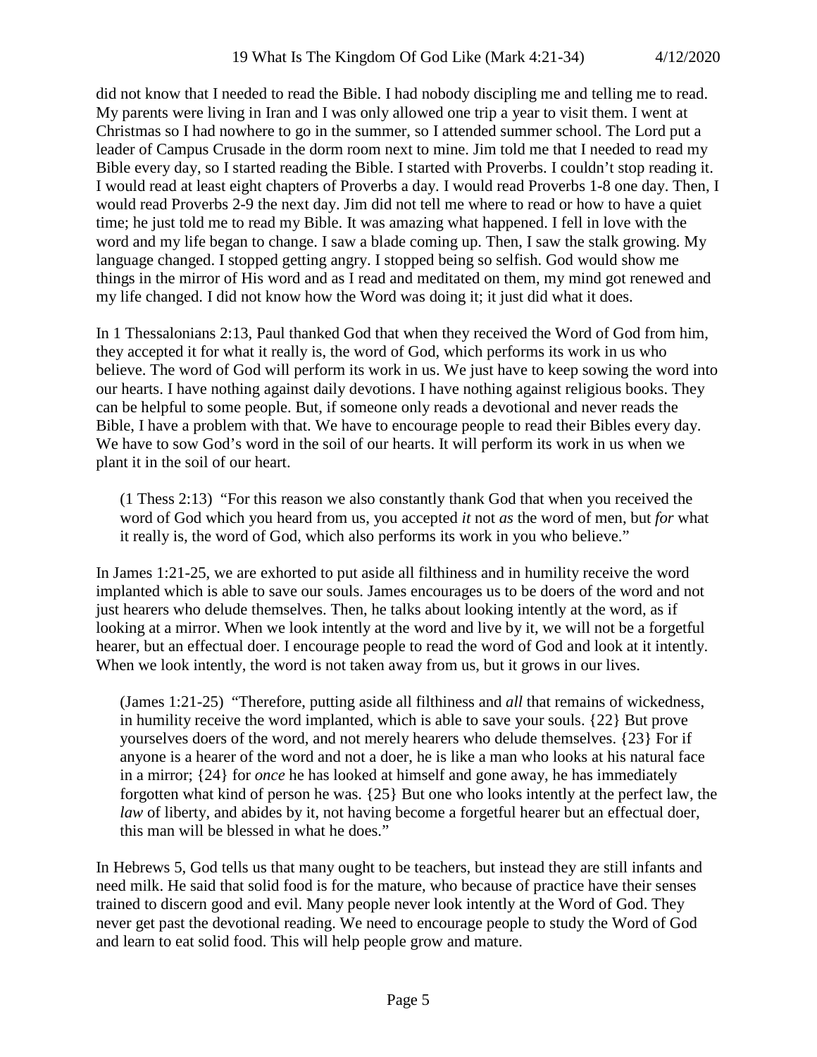did not know that I needed to read the Bible. I had nobody discipling me and telling me to read. My parents were living in Iran and I was only allowed one trip a year to visit them. I went at Christmas so I had nowhere to go in the summer, so I attended summer school. The Lord put a leader of Campus Crusade in the dorm room next to mine. Jim told me that I needed to read my Bible every day, so I started reading the Bible. I started with Proverbs. I couldn't stop reading it. I would read at least eight chapters of Proverbs a day. I would read Proverbs 1-8 one day. Then, I would read Proverbs 2-9 the next day. Jim did not tell me where to read or how to have a quiet time; he just told me to read my Bible. It was amazing what happened. I fell in love with the word and my life began to change. I saw a blade coming up. Then, I saw the stalk growing. My language changed. I stopped getting angry. I stopped being so selfish. God would show me things in the mirror of His word and as I read and meditated on them, my mind got renewed and my life changed. I did not know how the Word was doing it; it just did what it does.

In 1 Thessalonians 2:13, Paul thanked God that when they received the Word of God from him, they accepted it for what it really is, the word of God, which performs its work in us who believe. The word of God will perform its work in us. We just have to keep sowing the word into our hearts. I have nothing against daily devotions. I have nothing against religious books. They can be helpful to some people. But, if someone only reads a devotional and never reads the Bible, I have a problem with that. We have to encourage people to read their Bibles every day. We have to sow God's word in the soil of our hearts. It will perform its work in us when we plant it in the soil of our heart.

> (1 Thess 2:13) "For this reason we also constantly thank God that when you received the word of God which you heard from us, you accepted *it* not *as* the word of men, but *for* what it really is, the word of God, which also performs its work in you who believe."

In James 1:21-25, we are exhorted to put aside all filthiness and in humility receive the word implanted which is able to save our souls. James encourages us to be doers of the word and not just hearers who delude themselves. Then, he talks about looking intently at the word, as if looking at a mirror. When we look intently at the word and live by it, we will not be a forgetful hearer, but an effectual doer. I encourage people to read the word of God and look at it intently. When we look intently, the word is not taken away from us, but it grows in our lives.

> (James 1:21-25) "Therefore, putting aside all filthiness and *all* that remains of wickedness, in humility receive the word implanted, which is able to save your souls. {22} But prove yourselves doers of the word, and not merely hearers who delude themselves. {23} For if anyone is a hearer of the word and not a doer, he is like a man who looks at his natural face in a mirror; {24} for *once* he has looked at himself and gone away, he has immediately forgotten what kind of person he was. {25} But one who looks intently at the perfect law, the *law* of liberty, and abides by it, not having become a forgetful hearer but an effectual doer, this man will be blessed in what he does."

In Hebrews 5, God tells us that many ought to be teachers, but instead they are still infants and need milk. He said that solid food is for the mature, who because of practice have their senses trained to discern good and evil. Many people never look intently at the Word of God. They never get past the devotional reading. We need to encourage people to study the Word of God and learn to eat solid food. This will help people grow and mature.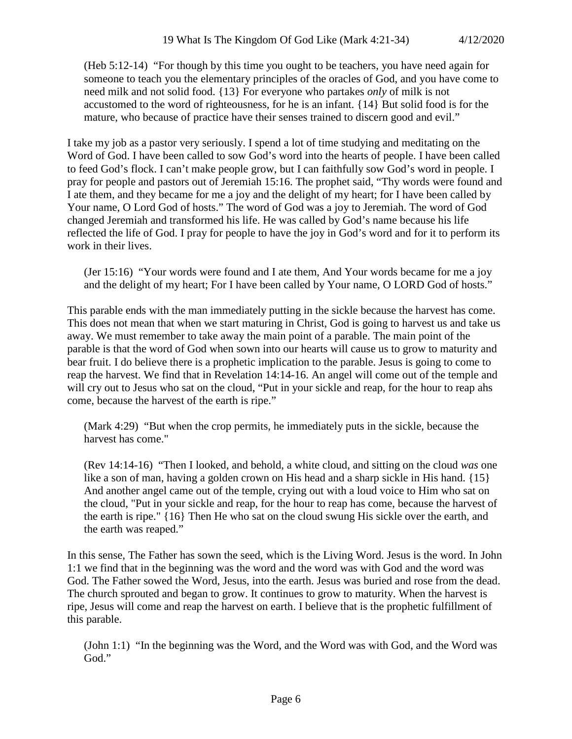> (Heb 5:12-14) "For though by this time you ought to be teachers, you have need again for someone to teach you the elementary principles of the oracles of God, and you have come to need milk and not solid food. {13} For everyone who partakes *only* of milk is not accustomed to the word of righteousness, for he is an infant. {14} But solid food is for the mature, who because of practice have their senses trained to discern good and evil."

I take my job as a pastor very seriously. I spend a lot of time studying and meditating on the Word of God. I have been called to sow God's word into the hearts of people. I have been called to feed God's flock. I can't make people grow, but I can faithfully sow God's word in people. I pray for people and pastors out of Jeremiah 15:16. The prophet said, "Thy words were found and I ate them, and they became for me a joy and the delight of my heart; for I have been called by Your name, O Lord God of hosts." The word of God was a joy to Jeremiah. The word of God changed Jeremiah and transformed his life. He was called by God's name because his life reflected the life of God. I pray for people to have the joy in God's word and for it to perform its work in their lives.

> (Jer 15:16) "Your words were found and I ate them, And Your words became for me a joy and the delight of my heart; For I have been called by Your name, O LORD God of hosts."

This parable ends with the man immediately putting in the sickle because the harvest has come. This does not mean that when we start maturing in Christ, God is going to harvest us and take us away. We must remember to take away the main point of a parable. The main point of the parable is that the word of God when sown into our hearts will cause us to grow to maturity and bear fruit. I do believe there is a prophetic implication to the parable. Jesus is going to come to reap the harvest. We find that in Revelation 14:14-16. An angel will come out of the temple and will cry out to Jesus who sat on the cloud, "Put in your sickle and reap, for the hour to reap ahs come, because the harvest of the earth is ripe."

> (Mark 4:29) "But when the crop permits, he immediately puts in the sickle, because the harvest has come."

> (Rev 14:14-16) "Then I looked, and behold, a white cloud, and sitting on the cloud *was* one like a son of man, having a golden crown on His head and a sharp sickle in His hand. {15} And another angel came out of the temple, crying out with a loud voice to Him who sat on the cloud, "Put in your sickle and reap, for the hour to reap has come, because the harvest of the earth is ripe." {16} Then He who sat on the cloud swung His sickle over the earth, and the earth was reaped."

In this sense, The Father has sown the seed, which is the Living Word. Jesus is the word. In John 1:1 we find that in the beginning was the word and the word was with God and the word was God. The Father sowed the Word, Jesus, into the earth. Jesus was buried and rose from the dead. The church sprouted and began to grow. It continues to grow to maturity. When the harvest is ripe, Jesus will come and reap the harvest on earth. I believe that is the prophetic fulfillment of this parable.

> (John 1:1) "In the beginning was the Word, and the Word was with God, and the Word was God."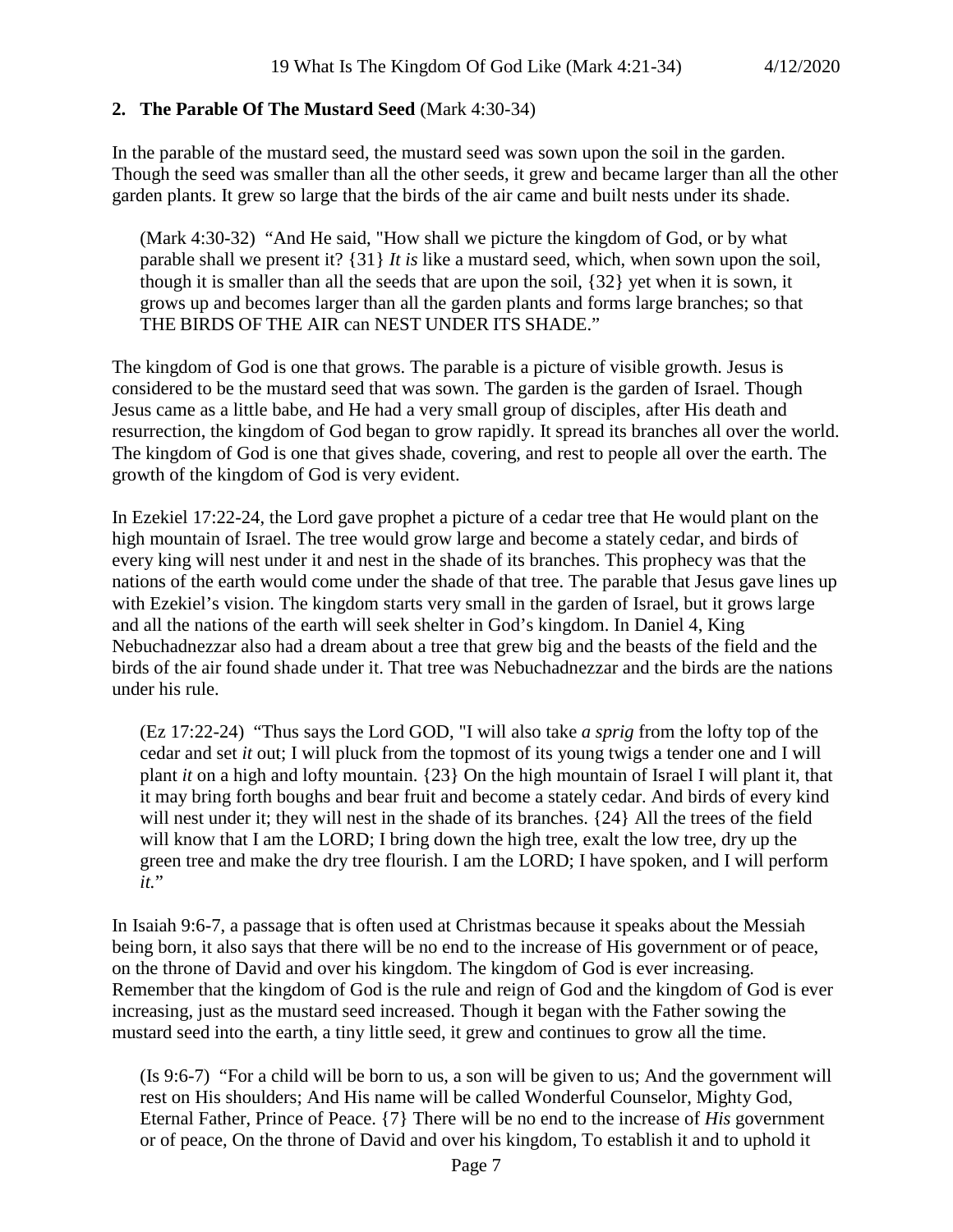## 2. **The Parable Of The Mustard Seed** (Mark 4:30-34)

In the parable of the mustard seed, the mustard seed was sown upon the soil in the garden. Though the seed was smaller than all the other seeds, it grew and became larger than all the other garden plants. It grew so large that the birds of the air came and built nests under its shade.

> (Mark 4:30-32) "And He said, "How shall we picture the kingdom of God, or by what parable shall we present it? {31} *It is* like a mustard seed, which, when sown upon the soil, though it is smaller than all the seeds that are upon the soil, {32} yet when it is sown, it grows up and becomes larger than all the garden plants and forms large branches; so that THE BIRDS OF THE AIR can NEST UNDER ITS SHADE."

The kingdom of God is one that grows. The parable is a picture of visible growth. Jesus is considered to be the mustard seed that was sown. The garden is the garden of Israel. Though Jesus came as a little babe, and He had a very small group of disciples, after His death and resurrection, the kingdom of God began to grow rapidly. It spread its branches all over the world. The kingdom of God is one that gives shade, covering, and rest to people all over the earth. The growth of the kingdom of God is very evident.

In Ezekiel 17:22-24, the Lord gave prophet a picture of a cedar tree that He would plant on the high mountain of Israel. The tree would grow large and become a stately cedar, and birds of every king will nest under it and nest in the shade of its branches. This prophecy was that the nations of the earth would come under the shade of that tree. The parable that Jesus gave lines up with Ezekiel's vision. The kingdom starts very small in the garden of Israel, but it grows large and all the nations of the earth will seek shelter in God's kingdom. In Daniel 4, King Nebuchadnezzar also had a dream about a tree that grew big and the beasts of the field and the birds of the air found shade under it. That tree was Nebuchadnezzar and the birds are the nations under his rule.

> (Ez 17:22-24) "Thus says the Lord GOD, "I will also take *a sprig* from the lofty top of the cedar and set *it* out; I will pluck from the topmost of its young twigs a tender one and I will plant *it* on a high and lofty mountain. {23} On the high mountain of Israel I will plant it, that it may bring forth boughs and bear fruit and become a stately cedar. And birds of every kind will nest under it; they will nest in the shade of its branches. {24} All the trees of the field will know that I am the LORD; I bring down the high tree, exalt the low tree, dry up the green tree and make the dry tree flourish. I am the LORD; I have spoken, and I will perform *it*."

In Isaiah 9:6-7, a passage that is often used at Christmas because it speaks about the Messiah being born, it also says that there will be no end to the increase of His government or of peace, on the throne of David and over his kingdom. The kingdom of God is ever increasing. Remember that the kingdom of God is the rule and reign of God and the kingdom of God is ever increasing, just as the mustard seed increased. Though it began with the Father sowing the mustard seed into the earth, a tiny little seed, it grew and continues to grow all the time.

> (Is 9:6-7) "For a child will be born to us, a son will be given to us; And the government will rest on His shoulders; And His name will be called Wonderful Counselor, Mighty God, Eternal Father, Prince of Peace. {7} There will be no end to the increase of *His* government or of peace, On the throne of David and over his kingdom, To establish it and to uphold it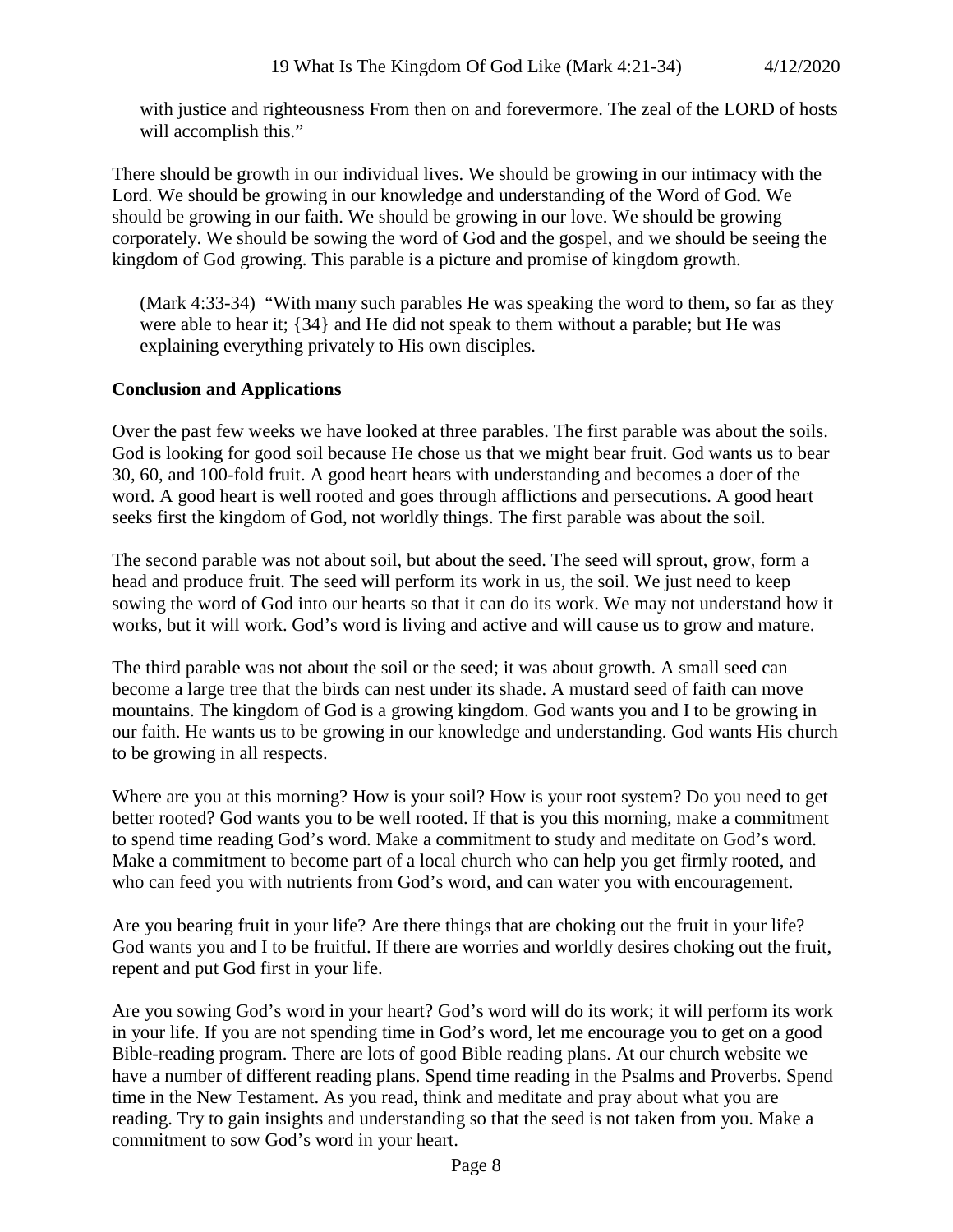> with justice and righteousness From then on and forevermore. The zeal of the LORD of hosts will accomplish this."

There should be growth in our individual lives. We should be growing in our intimacy with the Lord. We should be growing in our knowledge and understanding of the Word of God. We should be growing in our faith. We should be growing in our love. We should be growing corporately. We should be sowing the word of God and the gospel, and we should be seeing the kingdom of God growing. This parable is a picture and promise of kingdom growth.

> (Mark 4:33-34) "With many such parables He was speaking the word to them, so far as they were able to hear it; {34} and He did not speak to them without a parable; but He was explaining everything privately to His own disciples.

**Conclusion and Applications**

Over the past few weeks we have looked at three parables. The first parable was about the soils. God is looking for good soil because He chose us that we might bear fruit. God wants us to bear 30, 60, and 100-fold fruit. A good heart hears with understanding and becomes a doer of the word. A good heart is well rooted and goes through afflictions and persecutions. A good heart seeks first the kingdom of God, not worldly things. The first parable was about the soil.

The second parable was not about soil, but about the seed. The seed will sprout, grow, form a head and produce fruit. The seed will perform its work in us, the soil. We just need to keep sowing the word of God into our hearts so that it can do its work. We may not understand how it works, but it will work. God's word is living and active and will cause us to grow and mature.

The third parable was not about the soil or the seed; it was about growth. A small seed can become a large tree that the birds can nest under its shade. A mustard seed of faith can move mountains. The kingdom of God is a growing kingdom. God wants you and I to be growing in our faith. He wants us to be growing in our knowledge and understanding. God wants His church to be growing in all respects.

Where are you at this morning? How is your soil? How is your root system? Do you need to get better rooted? God wants you to be well rooted. If that is you this morning, make a commitment to spend time reading God's word. Make a commitment to study and meditate on God's word. Make a commitment to become part of a local church who can help you get firmly rooted, and who can feed you with nutrients from God's word, and can water you with encouragement.

Are you bearing fruit in your life? Are there things that are choking out the fruit in your life? God wants you and I to be fruitful. If there are worries and worldly desires choking out the fruit, repent and put God first in your life.

Are you sowing God's word in your heart? God's word will do its work; it will perform its work in your life. If you are not spending time in God's word, let me encourage you to get on a good Bible-reading program. There are lots of good Bible reading plans. At our church website we have a number of different reading plans. Spend time reading in the Psalms and Proverbs. Spend time in the New Testament. As you read, think and meditate and pray about what you are reading. Try to gain insights and understanding so that the seed is not taken from you. Make a commitment to sow God's word in your heart.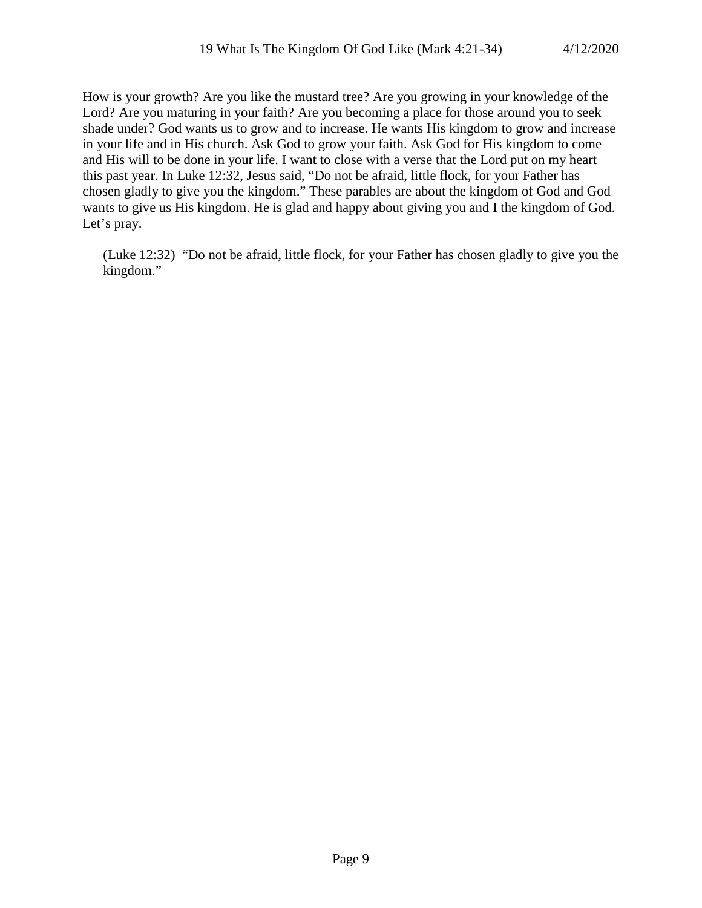How is your growth? Are you like the mustard tree? Are you growing in your knowledge of the Lord? Are you maturing in your faith? Are you becoming a place for those around you to seek shade under? God wants us to grow and to increase. He wants His kingdom to grow and increase in your life and in His church. Ask God to grow your faith. Ask God for His kingdom to come and His will to be done in your life. I want to close with a verse that the Lord put on my heart this past year. In Luke 12:32, Jesus said, "Do not be afraid, little flock, for your Father has chosen gladly to give you the kingdom." These parables are about the kingdom of God and God wants to give us His kingdom. He is glad and happy about giving you and I the kingdom of God. Let's pray.

> (Luke 12:32) "Do not be afraid, little flock, for your Father has chosen gladly to give you the kingdom."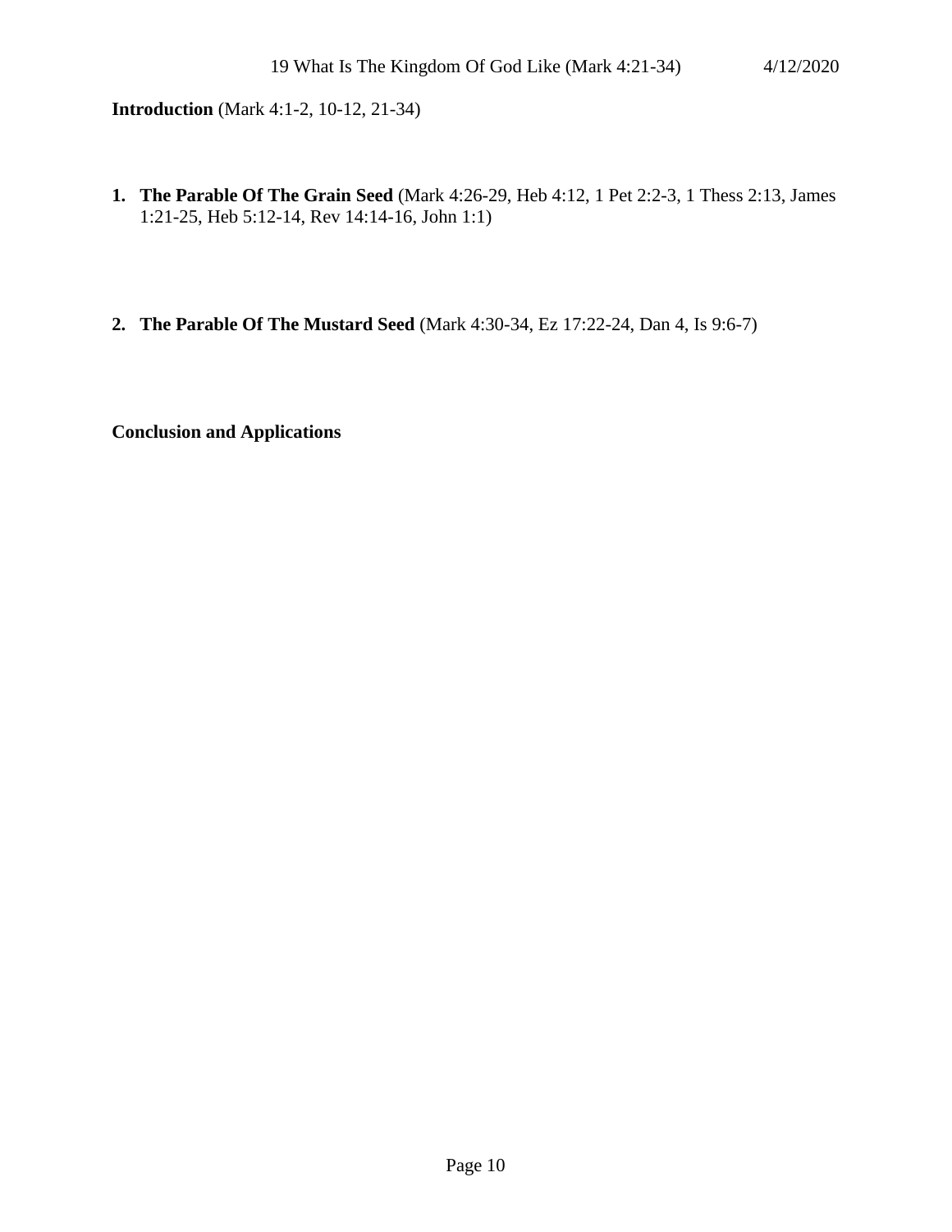**Introduction** (Mark 4:1-2, 10-12, 21-34)

1. **The Parable Of The Grain Seed** (Mark 4:26-29, Heb 4:12, 1 Pet 2:2-3, 1 Thess 2:13, James 1:21-25, Heb 5:12-14, Rev 14:14-16, John 1:1)

2. **The Parable Of The Mustard Seed** (Mark 4:30-34, Ez 17:22-24, Dan 4, Is 9:6-7)

**Conclusion and Applications**